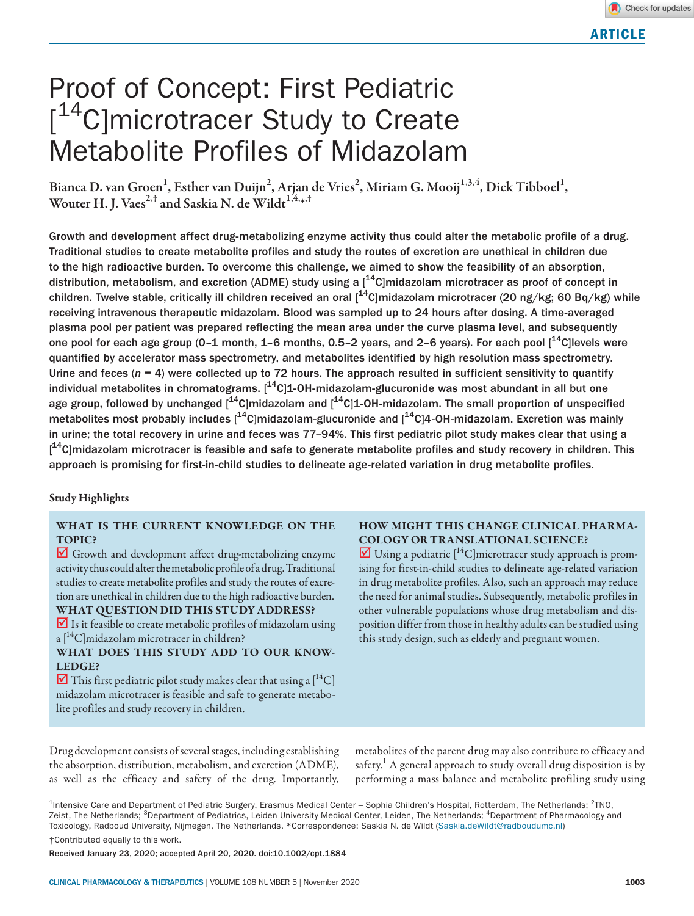ARTICLE

# Proof of Concept: First Pediatric [$^{14}$C]microtracer Study to Create Metabolite Profiles of Midazolam

Bianca D. van Groen[1], Esther van Duijn[2], Arjan de Vries[2], Miriam G. Mooij[1,3,4], Dick Tibboel[1], Wouter H. J. Vaes[2,†] and Saskia N. de Wildt[1,4,*,†]

**Growth and development affect drug-metabolizing enzyme activity thus could alter the metabolic profile of a drug. Traditional studies to create metabolite profiles and study the routes of excretion are unethical in children due to the high radioactive burden. To overcome this challenge, we aimed to show the feasibility of an absorption, distribution, metabolism, and excretion (ADME) study using a [$^{14}$C]midazolam microtracer as proof of concept in children. Twelve stable, critically ill children received an oral [$^{14}$C]midazolam microtracer (20 ng/kg; 60 Bq/kg) while receiving intravenous therapeutic midazolam. Blood was sampled up to 24 hours after dosing. A time-averaged plasma pool per patient was prepared reflecting the mean area under the curve plasma level, and subsequently one pool for each age group (0–1 month, 1–6 months, 0.5–2 years, and 2–6 years). For each pool [$^{14}$C]levels were quantified by accelerator mass spectrometry, and metabolites identified by high resolution mass spectrometry. Urine and feces (*n* = 4) were collected up to 72 hours. The approach resulted in sufficient sensitivity to quantify individual metabolites in chromatograms. [$^{14}$C]1-OH-midazolam-glucuronide was most abundant in all but one age group, followed by unchanged [$^{14}$C]midazolam and [$^{14}$C]1-OH-midazolam. The small proportion of unspecified metabolites most probably includes [$^{14}$C]midazolam-glucuronide and [$^{14}$C]4-OH-midazolam. Excretion was mainly in urine; the total recovery in urine and feces was 77–94%. This first pediatric pilot study makes clear that using a [$^{14}$C]midazolam microtracer is feasible and safe to generate metabolite profiles and study recovery in children. This approach is promising for first-in-child studies to delineate age-related variation in drug metabolite profiles.**

## Study Highlights

**WHAT IS THE CURRENT KNOWLEDGE ON THE TOPIC?**

☑ Growth and development affect drug-metabolizing enzyme activity thus could alter the metabolic profile of a drug. Traditional studies to create metabolite profiles and study the routes of excretion are unethical in children due to the high radioactive burden.

**WHAT QUESTION DID THIS STUDY ADDRESS?**

☑ Is it feasible to create metabolic profiles of midazolam using a [$^{14}$C]midazolam microtracer in children?

**WHAT DOES THIS STUDY ADD TO OUR KNOWLEDGE?**

☑ This first pediatric pilot study makes clear that using a [$^{14}$C]midazolam microtracer is feasible and safe to generate metabolite profiles and study recovery in children.

**HOW MIGHT THIS CHANGE CLINICAL PHARMACOLOGY OR TRANSLATIONAL SCIENCE?**

☑ Using a pediatric [$^{14}$C]microtracer study approach is promising for first-in-child studies to delineate age-related variation in drug metabolite profiles. Also, such an approach may reduce the need for animal studies. Subsequently, metabolic profiles in other vulnerable populations whose drug metabolism and disposition differ from those in healthy adults can be studied using this study design, such as elderly and pregnant women.

Drug development consists of several stages, including establishing the absorption, distribution, metabolism, and excretion (ADME), as well as the efficacy and safety of the drug. Importantly, metabolites of the parent drug may also contribute to efficacy and safety.[1] A general approach to study overall drug disposition is by performing a mass balance and metabolite profiling study using

---

[1]Intensive Care and Department of Pediatric Surgery, Erasmus Medical Center – Sophia Children's Hospital, Rotterdam, The Netherlands; [2]TNO, Zeist, The Netherlands; [3]Department of Pediatrics, Leiden University Medical Center, Leiden, The Netherlands; [4]Department of Pharmacology and Toxicology, Radboud University, Nijmegen, The Netherlands. *Correspondence: Saskia N. de Wildt (Saskia.deWildt@radboudumc.nl)

†Contributed equally to this work.

Received January 23, 2020; accepted April 20, 2020. doi:10.1002/cpt.1884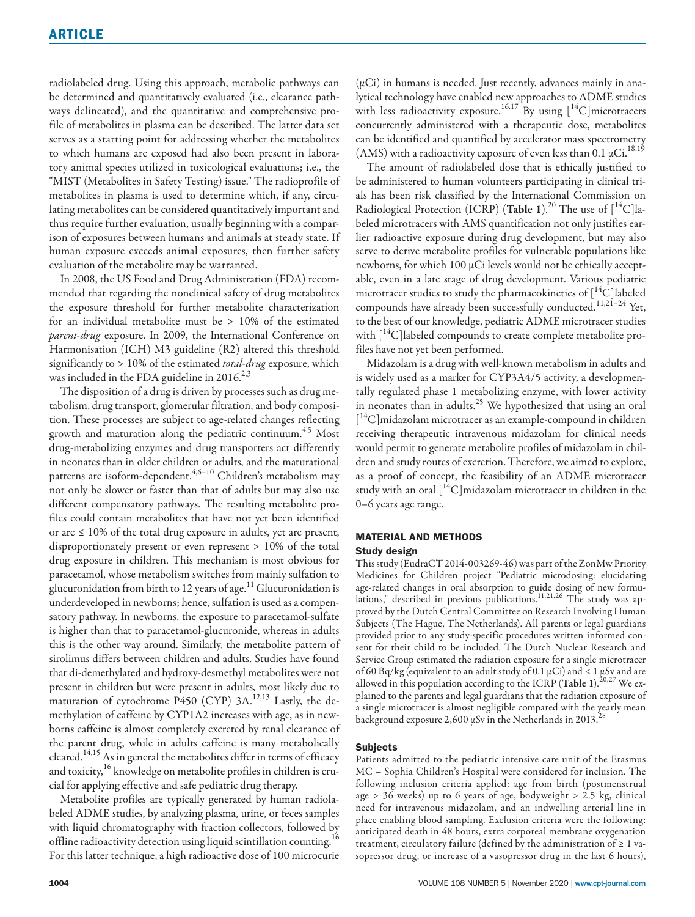radiolabeled drug. Using this approach, metabolic pathways can be determined and quantitatively evaluated (i.e., clearance pathways delineated), and the quantitative and comprehensive profile of metabolites in plasma can be described. The latter data set serves as a starting point for addressing whether the metabolites to which humans are exposed had also been present in laboratory animal species utilized in toxicological evaluations; i.e., the "MIST (Metabolites in Safety Testing) issue." The radioprofile of metabolites in plasma is used to determine which, if any, circulating metabolites can be considered quantitatively important and thus require further evaluation, usually beginning with a comparison of exposures between humans and animals at steady state. If human exposure exceeds animal exposures, then further safety evaluation of the metabolite may be warranted.

In 2008, the US Food and Drug Administration (FDA) recommended that regarding the nonclinical safety of drug metabolites the exposure threshold for further metabolite characterization for an individual metabolite must be > 10% of the estimated *parent-drug* exposure. In 2009, the International Conference on Harmonisation (ICH) M3 guideline (R2) altered this threshold significantly to > 10% of the estimated *total-drug* exposure, which was included in the FDA guideline in 2016.[2,3]

The disposition of a drug is driven by processes such as drug metabolism, drug transport, glomerular filtration, and body composition. These processes are subject to age-related changes reflecting growth and maturation along the pediatric continuum.[4,5] Most drug-metabolizing enzymes and drug transporters act differently in neonates than in older children or adults, and the maturational patterns are isoform-dependent.[4,6–10] Children's metabolism may not only be slower or faster than that of adults but may also use different compensatory pathways. The resulting metabolite profiles could contain metabolites that have not yet been identified or are ≤ 10% of the total drug exposure in adults, yet are present, disproportionately present or even represent > 10% of the total drug exposure in children. This mechanism is most obvious for paracetamol, whose metabolism switches from mainly sulfation to glucuronidation from birth to 12 years of age.[11] Glucuronidation is underdeveloped in newborns; hence, sulfation is used as a compensatory pathway. In newborns, the exposure to paracetamol-sulfate is higher than that to paracetamol-glucuronide, whereas in adults this is the other way around. Similarly, the metabolite pattern of sirolimus differs between children and adults. Studies have found that di-demethylated and hydroxy-desmethyl metabolites were not present in children but were present in adults, most likely due to maturation of cytochrome P450 (CYP) 3A.[12,13] Lastly, the demethylation of caffeine by CYP1A2 increases with age, as in newborns caffeine is almost completely excreted by renal clearance of the parent drug, while in adults caffeine is many metabolically cleared.[14,15] As in general the metabolites differ in terms of efficacy and toxicity,[16] knowledge on metabolite profiles in children is crucial for applying effective and safe pediatric drug therapy.

Metabolite profiles are typically generated by human radiolabeled ADME studies, by analyzing plasma, urine, or feces samples with liquid chromatography with fraction collectors, followed by offline radioactivity detection using liquid scintillation counting.[16] For this latter technique, a high radioactive dose of 100 microcurie (µCi) in humans is needed. Just recently, advances mainly in analytical technology have enabled new approaches to ADME studies with less radioactivity exposure.[16,17] By using [$^{14}$C]microtracers concurrently administered with a therapeutic dose, metabolites can be identified and quantified by accelerator mass spectrometry (AMS) with a radioactivity exposure of even less than 0.1 µCi.[18,19]

The amount of radiolabeled dose that is ethically justified to be administered to human volunteers participating in clinical trials has been risk classified by the International Commission on Radiological Protection (ICRP) (**Table 1**).[20] The use of [$^{14}$C]labeled microtracers with AMS quantification not only justifies earlier radioactive exposure during drug development, but may also serve to derive metabolite profiles for vulnerable populations like newborns, for which 100 µCi levels would not be ethically acceptable, even in a late stage of drug development. Various pediatric microtracer studies to study the pharmacokinetics of [$^{14}$C]labeled compounds have already been successfully conducted.[11,21–24] Yet, to the best of our knowledge, pediatric ADME microtracer studies with [$^{14}$C]labeled compounds to create complete metabolite profiles have not yet been performed.

Midazolam is a drug with well-known metabolism in adults and is widely used as a marker for CYP3A4/5 activity, a developmentally regulated phase 1 metabolizing enzyme, with lower activity in neonates than in adults.[25] We hypothesized that using an oral [$^{14}$C]midazolam microtracer as an example-compound in children receiving therapeutic intravenous midazolam for clinical needs would permit to generate metabolite profiles of midazolam in children and study routes of excretion. Therefore, we aimed to explore, as a proof of concept, the feasibility of an ADME microtracer study with an oral [$^{14}$C]midazolam microtracer in children in the 0–6 years age range.

## MATERIAL AND METHODS

### Study design

This study (EudraCT 2014-003269-46) was part of the ZonMw Priority Medicines for Children project "Pediatric microdosing: elucidating age-related changes in oral absorption to guide dosing of new formulations," described in previous publications.[11,21,26] The study was approved by the Dutch Central Committee on Research Involving Human Subjects (The Hague, The Netherlands). All parents or legal guardians provided prior to any study-specific procedures written informed consent for their child to be included. The Dutch Nuclear Research and Service Group estimated the radiation exposure for a single microtracer of 60 Bq/kg (equivalent to an adult study of 0.1 µCi) and < 1 µSv and are allowed in this population according to the ICRP (**Table 1**).[20,27] We explained to the parents and legal guardians that the radiation exposure of a single microtracer is almost negligible compared with the yearly mean background exposure 2,600 µSv in the Netherlands in 2013.[28]

### Subjects

Patients admitted to the pediatric intensive care unit of the Erasmus MC – Sophia Children's Hospital were considered for inclusion. The following inclusion criteria applied: age from birth (postmenstrual age > 36 weeks) up to 6 years of age, bodyweight > 2.5 kg, clinical need for intravenous midazolam, and an indwelling arterial line in place enabling blood sampling. Exclusion criteria were the following: anticipated death in 48 hours, extra corporeal membrane oxygenation treatment, circulatory failure (defined by the administration of ≥ 1 vasopressor drug, or increase of a vasopressor drug in the last 6 hours),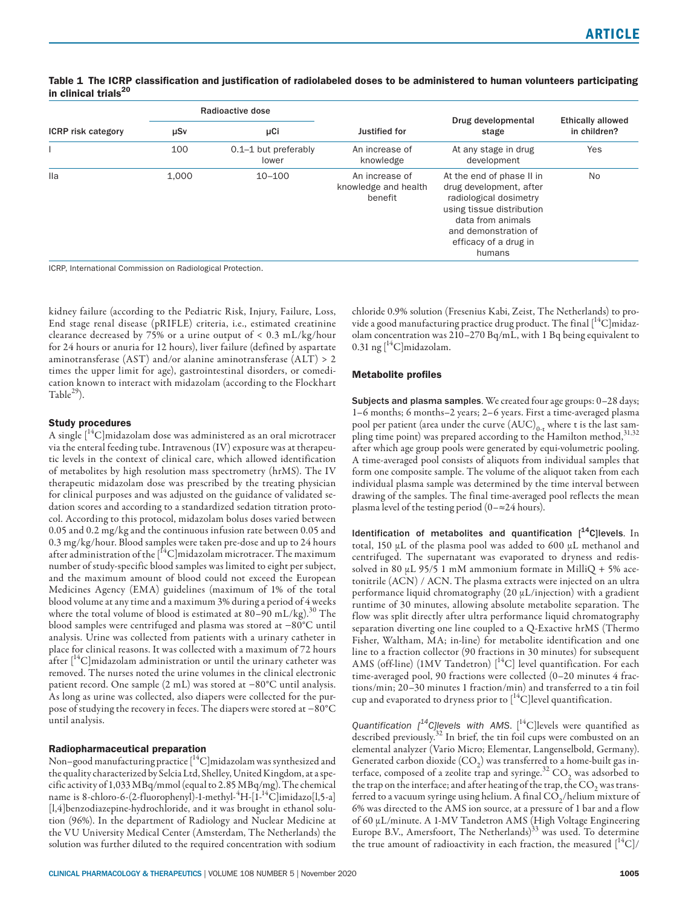**Table 1 The ICRP classification and justification of radiolabeled doses to be administered to human volunteers participating in clinical trials[20]**

| ICRP risk category | Radioactive dose | | Justified for | Drug developmental stage | Ethically allowed in children? |
|---|---|---|---|---|---|
| | μSv | μCi | | | |
| I | 100 | 0.1–1 but preferably lower | An increase of knowledge | At any stage in drug development | Yes |
| IIa | 1,000 | 10–100 | An increase of knowledge and health benefit | At the end of phase II in drug development, after radiological dosimetry using tissue distribution data from animals and demonstration of efficacy of a drug in humans | No |

ICRP, International Commission on Radiological Protection.

kidney failure (according to the Pediatric Risk, Injury, Failure, Loss, End stage renal disease (pRIFLE) criteria, i.e., estimated creatinine clearance decreased by 75% or a urine output of < 0.3 mL/kg/hour for 24 hours or anuria for 12 hours), liver failure (defined by aspartate aminotransferase (AST) and/or alanine aminotransferase (ALT) > 2 times the upper limit for age), gastrointestinal disorders, or comedication known to interact with midazolam (according to the Flockhart Table[29]).

### Study procedures

A single [$^{14}$C]midazolam dose was administered as an oral microtracer via the enteral feeding tube. Intravenous (IV) exposure was at therapeutic levels in the context of clinical care, which allowed identification of metabolites by high resolution mass spectrometry (hrMS). The IV therapeutic midazolam dose was prescribed by the treating physician for clinical purposes and was adjusted on the guidance of validated sedation scores and according to a standardized sedation titration protocol. According to this protocol, midazolam bolus doses varied between 0.05 and 0.2 mg/kg and the continuous infusion rate between 0.05 and 0.3 mg/kg/hour. Blood samples were taken pre-dose and up to 24 hours after administration of the [$^{14}$C]midazolam microtracer. The maximum number of study-specific blood samples was limited to eight per subject, and the maximum amount of blood could not exceed the European Medicines Agency (EMA) guidelines (maximum of 1% of the total blood volume at any time and a maximum 3% during a period of 4 weeks where the total volume of blood is estimated at 80–90 mL/kg).[30] The blood samples were centrifuged and plasma was stored at −80°C until analysis. Urine was collected from patients with a urinary catheter in place for clinical reasons. It was collected with a maximum of 72 hours after [$^{14}$C]midazolam administration or until the urinary catheter was removed. The nurses noted the urine volumes in the clinical electronic patient record. One sample (2 mL) was stored at −80°C until analysis. As long as urine was collected, also diapers were collected for the purpose of studying the recovery in feces. The diapers were stored at −80°C until analysis.

### Radiopharmaceutical preparation

Non–good manufacturing practice [$^{14}$C]midazolam was synthesized and the quality characterized by Selcia Ltd, Shelley, United Kingdom, at a specific activity of 1,033 MBq/mmol (equal to 2.85 MBq/mg). The chemical name is 8-chloro-6-(2-fluorophenyl)-1-methyl-$^{4}$H-[1-$^{14}$C]imidazo[l,5-a][l,4]benzodiazepine-hydrochloride, and it was brought in ethanol solution (96%). In the department of Radiology and Nuclear Medicine at the VU University Medical Center (Amsterdam, The Netherlands) the solution was further diluted to the required concentration with sodium chloride 0.9% solution (Fresenius Kabi, Zeist, The Netherlands) to provide a good manufacturing practice drug product. The final [$^{14}$C]midazolam concentration was 210–270 Bq/mL, with 1 Bq being equivalent to 0.31 ng [$^{14}$C]midazolam.

### Metabolite profiles

**Subjects and plasma samples**. We created four age groups: 0–28 days; 1–6 months; 6 months–2 years; 2–6 years. First a time-averaged plasma pool per patient (area under the curve $(AUC)_{0-t}$ where t is the last sampling time point) was prepared according to the Hamilton method,[31,32] after which age group pools were generated by equi-volumetric pooling. A time-averaged pool consists of aliquots from individual samples that form one composite sample. The volume of the aliquot taken from each individual plasma sample was determined by the time interval between drawing of the samples. The final time-averaged pool reflects the mean plasma level of the testing period (0–≈24 hours).

**Identification of metabolites and quantification [$^{14}$C]levels**. In total, 150 μL of the plasma pool was added to 600 μL methanol and centrifuged. The supernatant was evaporated to dryness and redissolved in 80 μL 95/5 1 mM ammonium formate in MilliQ + 5% acetonitrile (ACN) / ACN. The plasma extracts were injected on an ultra performance liquid chromatography (20 μL/injection) with a gradient runtime of 30 minutes, allowing absolute metabolite separation. The flow was split directly after ultra performance liquid chromatography separation diverting one line coupled to a Q-Exactive hrMS (Thermo Fisher, Waltham, MA; in-line) for metabolite identification and one line to a fraction collector (90 fractions in 30 minutes) for subsequent AMS (off-line) (1MV Tandetron) [$^{14}$C] level quantification. For each time-averaged pool, 90 fractions were collected (0–20 minutes 4 fractions/min; 20–30 minutes 1 fraction/min) and transferred to a tin foil cup and evaporated to dryness prior to [$^{14}$C]level quantification.

*Quantification [$^{14}$C]levels with AMS*. [$^{14}$C]levels were quantified as described previously.[32] In brief, the tin foil cups were combusted on an elemental analyzer (Vario Micro; Elementar, Langenselbold, Germany). Generated carbon dioxide ($CO_2$) was transferred to a home-built gas interface, composed of a zeolite trap and syringe.[32] $CO_2$ was adsorbed to the trap on the interface; and after heating of the trap, the $CO_2$ was transferred to a vacuum syringe using helium. A final $CO_2$/helium mixture of 6% was directed to the AMS ion source, at a pressure of 1 bar and a flow of 60 μL/minute. A 1-MV Tandetron AMS (High Voltage Engineering Europe B.V., Amersfoort, The Netherlands)[33] was used. To determine the true amount of radioactivity in each fraction, the measured [$^{14}$C]/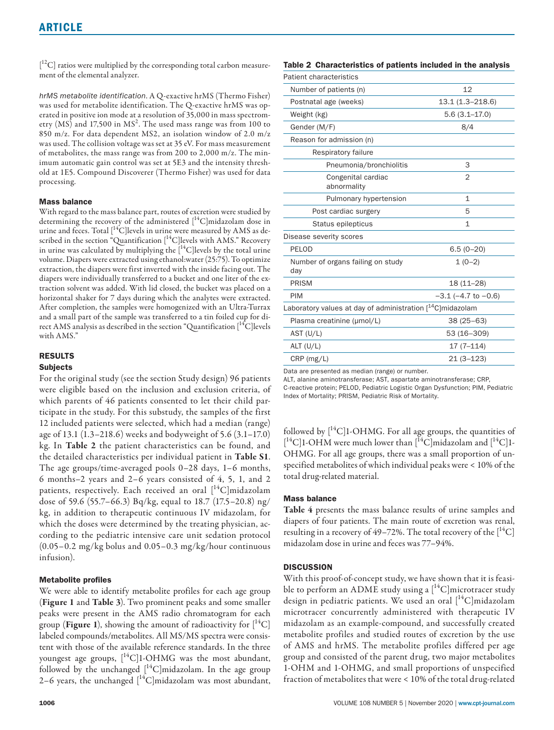[$^{12}$C] ratios were multiplied by the corresponding total carbon measurement of the elemental analyzer.

*hrMS metabolite identification.* A Q-exactive hrMS (Thermo Fisher) was used for metabolite identification. The Q-exactive hrMS was operated in positive ion mode at a resolution of 35,000 in mass spectrometry (MS) and 17,500 in MS$^2$. The used mass range was from 100 to 850 m/z. For data dependent MS2, an isolation window of 2.0 m/z was used. The collision voltage was set at 35 eV. For mass measurement of metabolites, the mass range was from 200 to 2,000 m/z. The minimum automatic gain control was set at 5E3 and the intensity threshold at 1E5. Compound Discoverer (Thermo Fisher) was used for data processing.

### Mass balance

With regard to the mass balance part, routes of excretion were studied by determining the recovery of the administered [$^{14}$C]midazolam dose in urine and feces. Total [$^{14}$C]levels in urine were measured by AMS as described in the section "Quantification [$^{14}$C]levels with AMS." Recovery in urine was calculated by multiplying the [$^{14}$C]levels by the total urine volume. Diapers were extracted using ethanol:water (25:75). To optimize extraction, the diapers were first inverted with the inside facing out. The diapers were individually transferred to a bucket and one liter of the extraction solvent was added. With lid closed, the bucket was placed on a horizontal shaker for 7 days during which the analytes were extracted. After completion, the samples were homogenized with an Ultra-Turrax and a small part of the sample was transferred to a tin foiled cup for direct AMS analysis as described in the section "Quantification [$^{14}$C]levels with AMS."

## RESULTS

### Subjects

For the original study (see the section Study design) 96 patients were eligible based on the inclusion and exclusion criteria, of which parents of 46 patients consented to let their child participate in the study. For this substudy, the samples of the first 12 included patients were selected, which had a median (range) age of 13.1 (1.3–218.6) weeks and bodyweight of 5.6 (3.1–17.0) kg. In **Table 2** the patient characteristics can be found, and the detailed characteristics per individual patient in **Table S1**. The age groups/time-averaged pools 0–28 days, 1–6 months, 6 months–2 years and 2–6 years consisted of 4, 5, 1, and 2 patients, respectively. Each received an oral [$^{14}$C]midazolam dose of 59.6 (55.7–66.3) Bq/kg, equal to 18.7 (17.5–20.8) ng/kg, in addition to therapeutic continuous IV midazolam, for which the doses were determined by the treating physician, according to the pediatric intensive care unit sedation protocol (0.05–0.2 mg/kg bolus and 0.05–0.3 mg/kg/hour continuous infusion).

**Table 2 Characteristics of patients included in the analysis**

| Patient characteristics | |
|---|---|
| Number of patients (n) | 12 |
| Postnatal age (weeks) | 13.1 (1.3–218.6) |
| Weight (kg) | 5.6 (3.1–17.0) |
| Gender (M/F) | 8/4 |
| Reason for admission (n) | |
| Respiratory failure | |
| Pneumonia/bronchiolitis | 3 |
| Congenital cardiac abnormality | 2 |
| Pulmonary hypertension | 1 |
| Post cardiac surgery | 5 |
| Status epilepticus | 1 |
| **Disease severity scores** | |
| PELOD | 6.5 (0–20) |
| Number of organs failing on study day | 1 (0–2) |
| PRISM | 18 (11–28) |
| PIM | −3.1 (−4.7 to −0.6) |
| **Laboratory values at day of administration [$^{14}$C]midazolam** | |
| Plasma creatinine (µmol/L) | 38 (25–63) |
| AST (U/L) | 53 (16–309) |
| ALT (U/L) | 17 (7–114) |
| CRP (mg/L) | 21 (3–123) |

Data are presented as median (range) or number.
ALT, alanine aminotransferase; AST, aspartate aminotransferase; CRP, C-reactive protein; PELOD, Pediatric Logistic Organ Dysfunction; PIM, Pediatric Index of Mortality; PRISM, Pediatric Risk of Mortality.

### Metabolite profiles

We were able to identify metabolite profiles for each age group (**Figure 1** and **Table 3**). Two prominent peaks and some smaller peaks were present in the AMS radio chromatogram for each group (**Figure 1**), showing the amount of radioactivity for [$^{14}$C] labeled compounds/metabolites. All MS/MS spectra were consistent with those of the available reference standards. In the three youngest age groups, [$^{14}$C]1-OHMG was the most abundant, followed by the unchanged [$^{14}$C]midazolam. In the age group 2–6 years, the unchanged [$^{14}$C]midazolam was most abundant, followed by [$^{14}$C]1-OHMG. For all age groups, the quantities of [$^{14}$C]1-OHM were much lower than [$^{14}$C]midazolam and [$^{14}$C]1-OHMG. For all age groups, there was a small proportion of unspecified metabolites of which individual peaks were < 10% of the total drug-related material.

### Mass balance

**Table 4** presents the mass balance results of urine samples and diapers of four patients. The main route of excretion was renal, resulting in a recovery of 49–72%. The total recovery of the [$^{14}$C] midazolam dose in urine and feces was 77–94%.

## DISCUSSION

With this proof-of-concept study, we have shown that it is feasible to perform an ADME study using a [$^{14}$C]microtracer study design in pediatric patients. We used an oral [$^{14}$C]midazolam microtracer concurrently administered with therapeutic IV midazolam as an example-compound, and successfully created metabolite profiles and studied routes of excretion by the use of AMS and hrMS. The metabolite profiles differed per age group and consisted of the parent drug, two major metabolites 1-OHM and 1-OHMG, and small proportions of unspecified fraction of metabolites that were < 10% of the total drug-related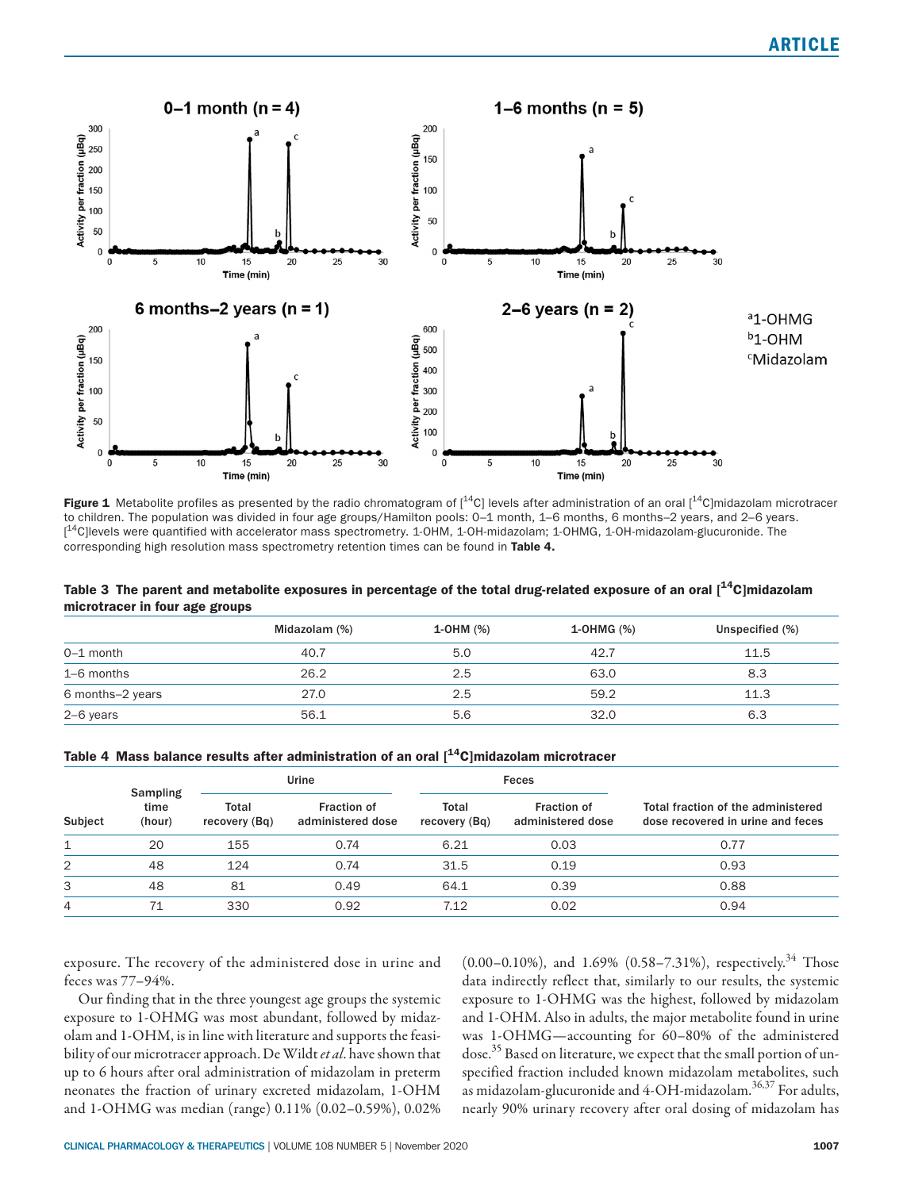Figure 1 Metabolite profiles as presented by the radio chromatogram of [$^{14}$C] levels after administration of an oral [$^{14}$C]midazolam microtracer to children. The population was divided in four age groups/Hamilton pools: 0–1 month, 1–6 months, 6 months–2 years, and 2–6 years. [$^{14}$C]levels were quantified with accelerator mass spectrometry. 1-OHM, 1-OH-midazolam; 1-OHMG, 1-OH-midazolam-glucuronide. The corresponding high resolution mass spectrometry retention times can be found in **Table 4.**

**Table 3 The parent and metabolite exposures in percentage of the total drug-related exposure of an oral [$^{14}$C]midazolam microtracer in four age groups**

| | Midazolam (%) | 1-OHM (%) | 1-OHMG (%) | Unspecified (%) |
|---|---|---|---|---|
| 0–1 month | 40.7 | 5.0 | 42.7 | 11.5 |
| 1–6 months | 26.2 | 2.5 | 63.0 | 8.3 |
| 6 months–2 years | 27.0 | 2.5 | 59.2 | 11.3 |
| 2–6 years | 56.1 | 5.6 | 32.0 | 6.3 |

**Table 4 Mass balance results after administration of an oral [$^{14}$C]midazolam microtracer**

| Subject | Sampling time (hour) | Urine | | Feces | | Total fraction of the administered dose recovered in urine and feces |
|---|---|---|---|---|---|---|
| | | Total recovery (Bq) | Fraction of administered dose | Total recovery (Bq) | Fraction of administered dose | |
| 1 | 20 | 155 | 0.74 | 6.21 | 0.03 | 0.77 |
| 2 | 48 | 124 | 0.74 | 31.5 | 0.19 | 0.93 |
| 3 | 48 | 81 | 0.49 | 64.1 | 0.39 | 0.88 |
| 4 | 71 | 330 | 0.92 | 7.12 | 0.02 | 0.94 |

exposure. The recovery of the administered dose in urine and feces was 77–94%.

Our finding that in the three youngest age groups the systemic exposure to 1-OHMG was most abundant, followed by midazolam and 1-OHM, is in line with literature and supports the feasibility of our microtracer approach. De Wildt *et al.* have shown that up to 6 hours after oral administration of midazolam in preterm neonates the fraction of urinary excreted midazolam, 1-OHM and 1-OHMG was median (range) 0.11% (0.02–0.59%), 0.02% (0.00–0.10%), and 1.69% (0.58–7.31%), respectively.[34] Those data indirectly reflect that, similarly to our results, the systemic exposure to 1-OHMG was the highest, followed by midazolam and 1-OHM. Also in adults, the major metabolite found in urine was 1-OHMG—accounting for 60–80% of the administered dose.[35] Based on literature, we expect that the small portion of unspecified fraction included known midazolam metabolites, such as midazolam-glucuronide and 4-OH-midazolam.[36,37] For adults, nearly 90% urinary recovery after oral dosing of midazolam has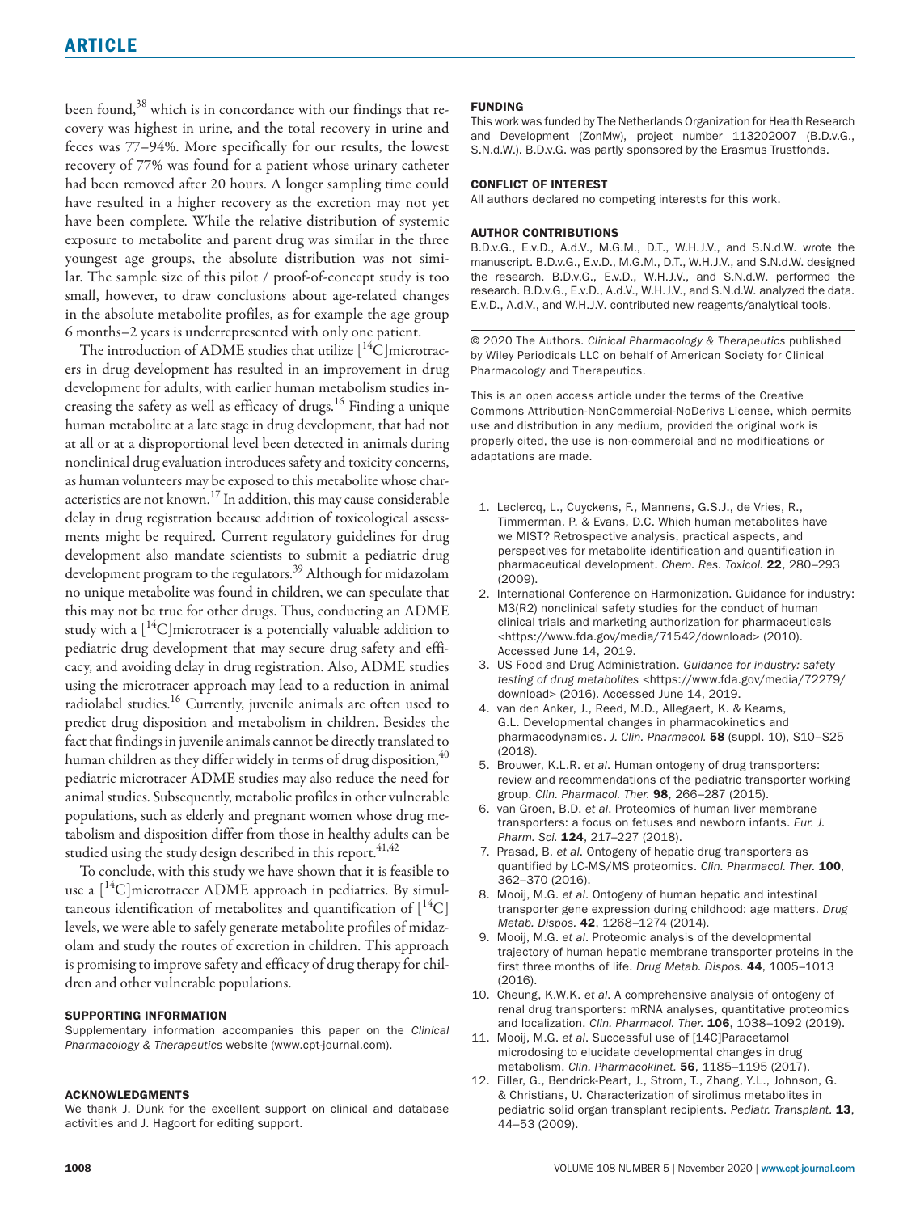been found,[38] which is in concordance with our findings that recovery was highest in urine, and the total recovery in urine and feces was 77–94%. More specifically for our results, the lowest recovery of 77% was found for a patient whose urinary catheter had been removed after 20 hours. A longer sampling time could have resulted in a higher recovery as the excretion may not yet have been complete. While the relative distribution of systemic exposure to metabolite and parent drug was similar in the three youngest age groups, the absolute distribution was not similar. The sample size of this pilot / proof-of-concept study is too small, however, to draw conclusions about age-related changes in the absolute metabolite profiles, as for example the age group 6 months–2 years is underrepresented with only one patient.

The introduction of ADME studies that utilize [$^{14}$C]microtracers in drug development has resulted in an improvement in drug development for adults, with earlier human metabolism studies increasing the safety as well as efficacy of drugs.[16] Finding a unique human metabolite at a late stage in drug development, that had not at all or at a disproportional level been detected in animals during nonclinical drug evaluation introduces safety and toxicity concerns, as human volunteers may be exposed to this metabolite whose characteristics are not known.[17] In addition, this may cause considerable delay in drug registration because addition of toxicological assessments might be required. Current regulatory guidelines for drug development also mandate scientists to submit a pediatric drug development program to the regulators.[39] Although for midazolam no unique metabolite was found in children, we can speculate that this may not be true for other drugs. Thus, conducting an ADME study with a [$^{14}$C]microtracer is a potentially valuable addition to pediatric drug development that may secure drug safety and efficacy, and avoiding delay in drug registration. Also, ADME studies using the microtracer approach may lead to a reduction in animal radiolabel studies.[16] Currently, juvenile animals are often used to predict drug disposition and metabolism in children. Besides the fact that findings in juvenile animals cannot be directly translated to human children as they differ widely in terms of drug disposition,[40] pediatric microtracer ADME studies may also reduce the need for animal studies. Subsequently, metabolic profiles in other vulnerable populations, such as elderly and pregnant women whose drug metabolism and disposition differ from those in healthy adults can be studied using the study design described in this report.[41,42]

To conclude, with this study we have shown that it is feasible to use a [$^{14}$C]microtracer ADME approach in pediatrics. By simultaneous identification of metabolites and quantification of [$^{14}$C] levels, we were able to safely generate metabolite profiles of midazolam and study the routes of excretion in children. This approach is promising to improve safety and efficacy of drug therapy for children and other vulnerable populations.

### SUPPORTING INFORMATION

Supplementary information accompanies this paper on the *Clinical Pharmacology & Therapeutics* website (www.cpt-journal.com).

### ACKNOWLEDGMENTS

We thank J. Dunk for the excellent support on clinical and database activities and J. Hagoort for editing support.

### FUNDING

This work was funded by The Netherlands Organization for Health Research and Development (ZonMw), project number 113202007 (B.D.v.G., S.N.d.W.). B.D.v.G. was partly sponsored by the Erasmus Trustfonds.

### CONFLICT OF INTEREST

All authors declared no competing interests for this work.

### AUTHOR CONTRIBUTIONS

B.D.v.G., E.v.D., A.d.V., M.G.M., D.T., W.H.J.V., and S.N.d.W. wrote the manuscript. B.D.v.G., E.v.D., M.G.M., D.T., W.H.J.V., and S.N.d.W. designed the research. B.D.v.G., E.v.D., W.H.J.V., and S.N.d.W. performed the research. B.D.v.G., E.v.D., A.d.V., W.H.J.V., and S.N.d.W. analyzed the data. E.v.D., A.d.V., and W.H.J.V. contributed new reagents/analytical tools.

© 2020 The Authors. *Clinical Pharmacology & Therapeutics* published by Wiley Periodicals LLC on behalf of American Society for Clinical Pharmacology and Therapeutics.

This is an open access article under the terms of the Creative Commons Attribution-NonCommercial-NoDerivs License, which permits use and distribution in any medium, provided the original work is properly cited, the use is non-commercial and no modifications or adaptations are made.

1. Leclercq, L., Cuyckens, F., Mannens, G.S.J., de Vries, R., Timmerman, P. & Evans, D.C. Which human metabolites have we MIST? Retrospective analysis, practical aspects, and perspectives for metabolite identification and quantification in pharmaceutical development. *Chem. Res. Toxicol.* **22**, 280–293 (2009).
2. International Conference on Harmonization. Guidance for industry: M3(R2) nonclinical safety studies for the conduct of human clinical trials and marketing authorization for pharmaceuticals <https://www.fda.gov/media/71542/download> (2010). Accessed June 14, 2019.
3. US Food and Drug Administration. *Guidance for industry: safety testing of drug metabolites* <https://www.fda.gov/media/72279/download> (2016). Accessed June 14, 2019.
4. van den Anker, J., Reed, M.D., Allegaert, K. & Kearns, G.L. Developmental changes in pharmacokinetics and pharmacodynamics. *J. Clin. Pharmacol.* **58** (suppl. 10), S10–S25 (2018).
5. Brouwer, K.L.R. *et al*. Human ontogeny of drug transporters: review and recommendations of the pediatric transporter working group. *Clin. Pharmacol. Ther.* **98**, 266–287 (2015).
6. van Groen, B.D. *et al*. Proteomics of human liver membrane transporters: a focus on fetuses and newborn infants. *Eur. J. Pharm. Sci.* **124**, 217–227 (2018).
7. Prasad, B. *et al*. Ontogeny of hepatic drug transporters as quantified by LC-MS/MS proteomics. *Clin. Pharmacol. Ther.* **100**, 362–370 (2016).
8. Mooij, M.G. *et al*. Ontogeny of human hepatic and intestinal transporter gene expression during childhood: age matters. *Drug Metab. Dispos.* **42**, 1268–1274 (2014).
9. Mooij, M.G. *et al*. Proteomic analysis of the developmental trajectory of human hepatic membrane transporter proteins in the first three months of life. *Drug Metab. Dispos.* **44**, 1005–1013 (2016).
10. Cheung, K.W.K. *et al*. A comprehensive analysis of ontogeny of renal drug transporters: mRNA analyses, quantitative proteomics and localization. *Clin. Pharmacol. Ther.* **106**, 1038–1092 (2019).
11. Mooij, M.G. *et al*. Successful use of [14C]Paracetamol microdosing to elucidate developmental changes in drug metabolism. *Clin. Pharmacokinet.* **56**, 1185–1195 (2017).
12. Filler, G., Bendrick-Peart, J., Strom, T., Zhang, Y.L., Johnson, G. & Christians, U. Characterization of sirolimus metabolites in pediatric solid organ transplant recipients. *Pediatr. Transplant.* **13**, 44–53 (2009).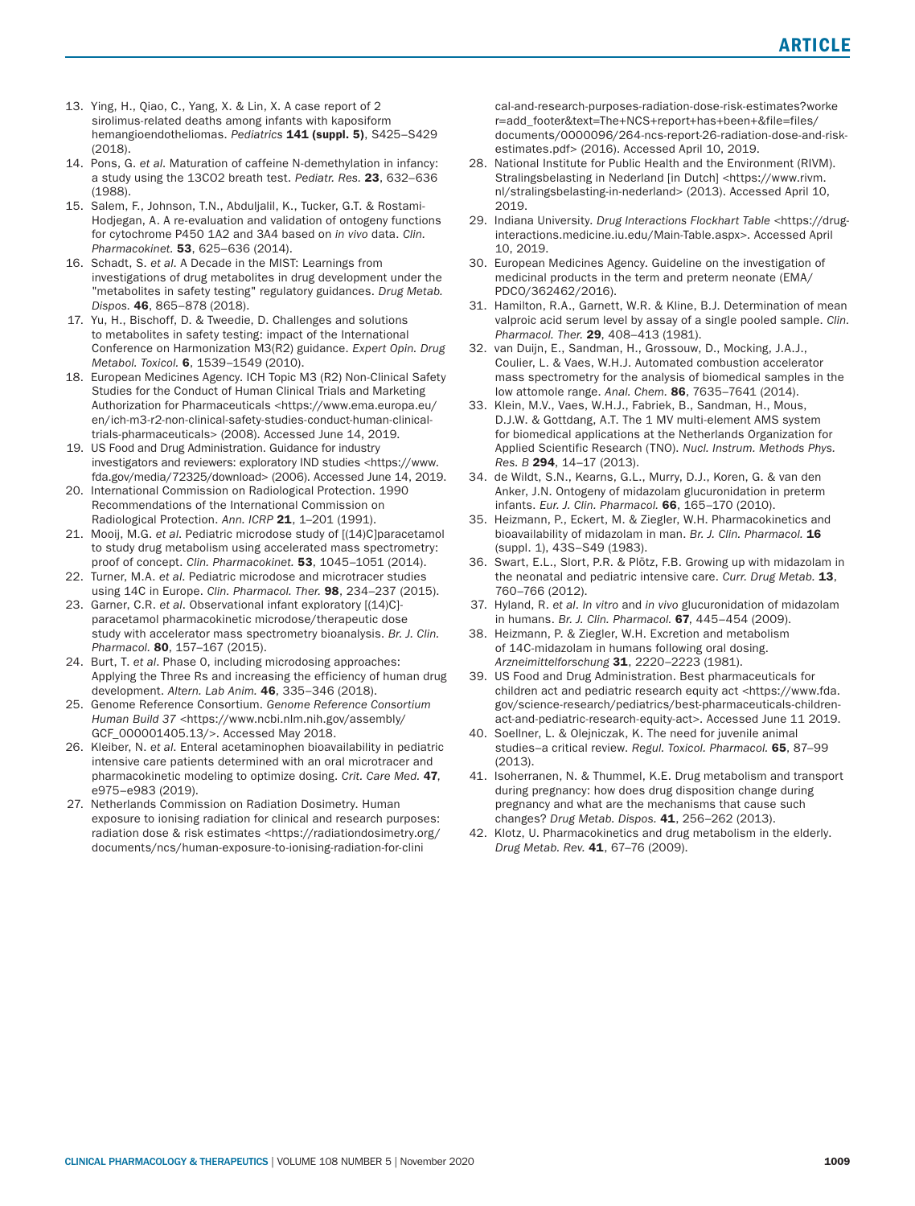13. Ying, H., Qiao, C., Yang, X. & Lin, X. A case report of 2 sirolimus-related deaths among infants with kaposiform hemangioendotheliomas. *Pediatrics* **141 (suppl. 5)**, S425–S429 (2018).
14. Pons, G. *et al*. Maturation of caffeine N-demethylation in infancy: a study using the 13CO2 breath test. *Pediatr. Res.* **23**, 632–636 (1988).
15. Salem, F., Johnson, T.N., Abduljalil, K., Tucker, G.T. & Rostami-Hodjegan, A. A re-evaluation and validation of ontogeny functions for cytochrome P450 1A2 and 3A4 based on *in vivo* data. *Clin. Pharmacokinet.* **53**, 625–636 (2014).
16. Schadt, S. *et al*. A Decade in the MIST: Learnings from investigations of drug metabolites in drug development under the "metabolites in safety testing" regulatory guidances. *Drug Metab. Dispos.* **46**, 865–878 (2018).
17. Yu, H., Bischoff, D. & Tweedie, D. Challenges and solutions to metabolites in safety testing: impact of the International Conference on Harmonization M3(R2) guidance. *Expert Opin. Drug Metabol. Toxicol.* **6**, 1539–1549 (2010).
18. European Medicines Agency. ICH Topic M3 (R2) Non-Clinical Safety Studies for the Conduct of Human Clinical Trials and Marketing Authorization for Pharmaceuticals <https://www.ema.europa.eu/en/ich-m3-r2-non-clinical-safety-studies-conduct-human-clinical-trials-pharmaceuticals> (2008). Accessed June 14, 2019.
19. US Food and Drug Administration. Guidance for industry investigators and reviewers: exploratory IND studies <https://www.fda.gov/media/72325/download> (2006). Accessed June 14, 2019.
20. International Commission on Radiological Protection. 1990 Recommendations of the International Commission on Radiological Protection. *Ann. ICRP* **21**, 1–201 (1991).
21. Mooij, M.G. *et al*. Pediatric microdose study of [(14)C]paracetamol to study drug metabolism using accelerated mass spectrometry: proof of concept. *Clin. Pharmacokinet.* **53**, 1045–1051 (2014).
22. Turner, M.A. *et al*. Pediatric microdose and microtracer studies using 14C in Europe. *Clin. Pharmacol. Ther.* **98**, 234–237 (2015).
23. Garner, C.R. *et al*. Observational infant exploratory [(14)C]-paracetamol pharmacokinetic microdose/therapeutic dose study with accelerator mass spectrometry bioanalysis. *Br. J. Clin. Pharmacol.* **80**, 157–167 (2015).
24. Burt, T. *et al*. Phase 0, including microdosing approaches: Applying the Three Rs and increasing the efficiency of human drug development. *Altern. Lab Anim.* **46**, 335–346 (2018).
25. Genome Reference Consortium. *Genome Reference Consortium Human Build 37* <https://www.ncbi.nlm.nih.gov/assembly/GCF_000001405.13/>. Accessed May 2018.
26. Kleiber, N. *et al*. Enteral acetaminophen bioavailability in pediatric intensive care patients determined with an oral microtracer and pharmacokinetic modeling to optimize dosing. *Crit. Care Med.* **47**, e975–e983 (2019).
27. Netherlands Commission on Radiation Dosimetry. Human exposure to ionising radiation for clinical and research purposes: radiation dose & risk estimates <https://radiationdosimetry.org/documents/ncs/human-exposure-to-ionising-radiation-for-clinical-and-research-purposes-radiation-dose-risk-estimates?worker=add_footer&text=The+NCS+report+has+been+&file=files/documents/0000096/264-ncs-report-26-radiation-dose-and-risk-estimates.pdf> (2016). Accessed April 10, 2019.
28. National Institute for Public Health and the Environment (RIVM). Stralingsbelasting in Nederland [in Dutch] <https://www.rivm.nl/stralingsbelasting-in-nederland> (2013). Accessed April 10, 2019.
29. Indiana University. *Drug Interactions Flockhart Table* <https://drug-interactions.medicine.iu.edu/Main-Table.aspx>. Accessed April 10, 2019.
30. European Medicines Agency. Guideline on the investigation of medicinal products in the term and preterm neonate (EMA/PDCO/362462/2016).
31. Hamilton, R.A., Garnett, W.R. & Kline, B.J. Determination of mean valproic acid serum level by assay of a single pooled sample. *Clin. Pharmacol. Ther.* **29**, 408–413 (1981).
32. van Duijn, E., Sandman, H., Grossouw, D., Mocking, J.A.J., Coulier, L. & Vaes, W.H.J. Automated combustion accelerator mass spectrometry for the analysis of biomedical samples in the low attomole range. *Anal. Chem.* **86**, 7635–7641 (2014).
33. Klein, M.V., Vaes, W.H.J., Fabriek, B., Sandman, H., Mous, D.J.W. & Gottdang, A.T. The 1 MV multi-element AMS system for biomedical applications at the Netherlands Organization for Applied Scientific Research (TNO). *Nucl. Instrum. Methods Phys. Res. B* **294**, 14–17 (2013).
34. de Wildt, S.N., Kearns, G.L., Murry, D.J., Koren, G. & van den Anker, J.N. Ontogeny of midazolam glucuronidation in preterm infants. *Eur. J. Clin. Pharmacol.* **66**, 165–170 (2010).
35. Heizmann, P., Eckert, M. & Ziegler, W.H. Pharmacokinetics and bioavailability of midazolam in man. *Br. J. Clin. Pharmacol.* **16** (suppl. 1), 43S–S49 (1983).
36. Swart, E.L., Slort, P.R. & Plötz, F.B. Growing up with midazolam in the neonatal and pediatric intensive care. *Curr. Drug Metab.* **13**, 760–766 (2012).
37. Hyland, R. *et al*. *In vitro* and *in vivo* glucuronidation of midazolam in humans. *Br. J. Clin. Pharmacol.* **67**, 445–454 (2009).
38. Heizmann, P. & Ziegler, W.H. Excretion and metabolism of 14C-midazolam in humans following oral dosing. *Arzneimittelforschung* **31**, 2220–2223 (1981).
39. US Food and Drug Administration. Best pharmaceuticals for children act and pediatric research equity act <https://www.fda.gov/science-research/pediatrics/best-pharmaceuticals-children-act-and-pediatric-research-equity-act>. Accessed June 11 2019.
40. Soellner, L. & Olejniczak, K. The need for juvenile animal studies–a critical review. *Regul. Toxicol. Pharmacol.* **65**, 87–99 (2013).
41. Isoherranen, N. & Thummel, K.E. Drug metabolism and transport during pregnancy: how does drug disposition change during pregnancy and what are the mechanisms that cause such changes? *Drug Metab. Dispos.* **41**, 256–262 (2013).
42. Klotz, U. Pharmacokinetics and drug metabolism in the elderly. *Drug Metab. Rev.* **41**, 67–76 (2009).